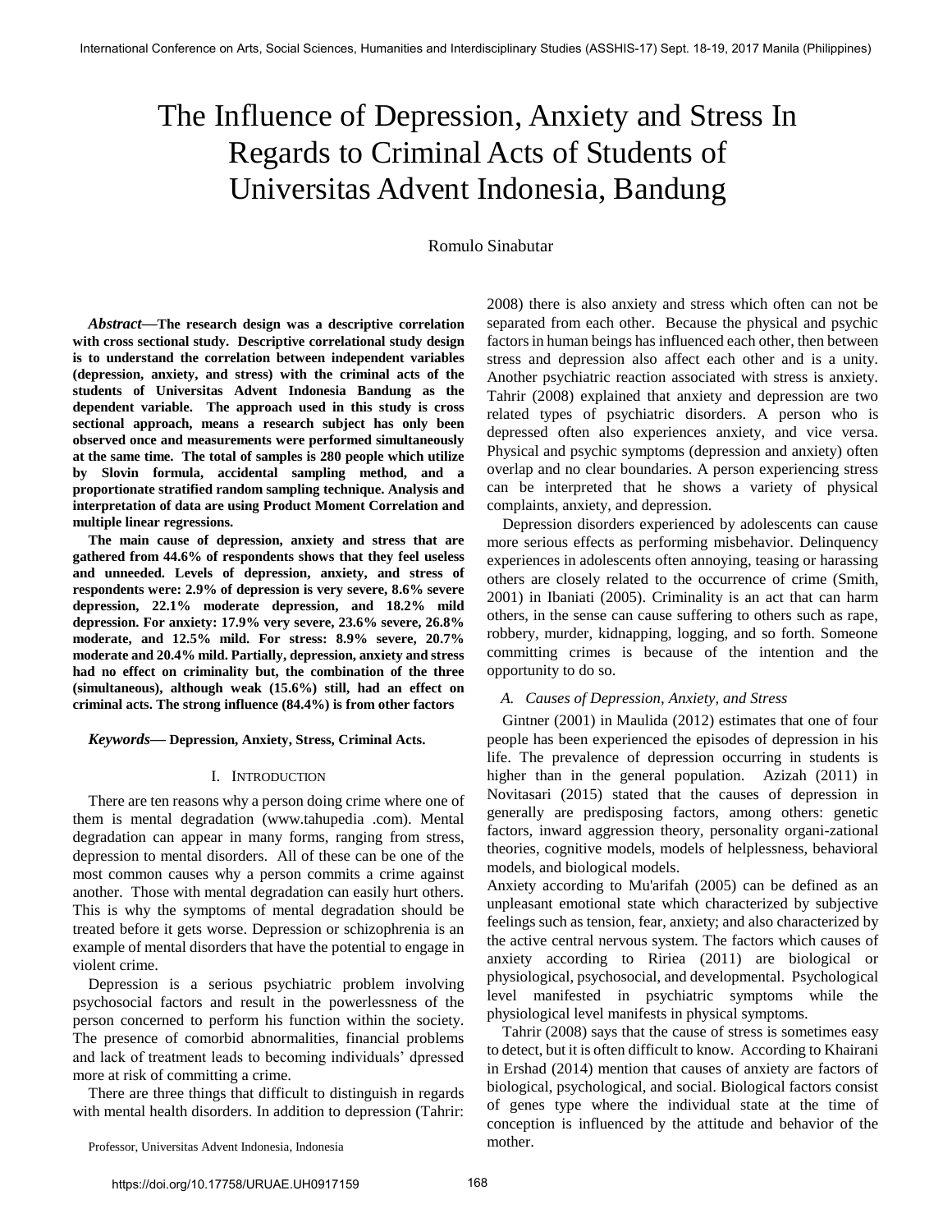# The Influence of Depression, Anxiety and Stress In Regards to Criminal Acts of Students of Universitas Advent Indonesia, Bandung

Romulo Sinabutar

***Abstract*—The research design was a descriptive correlation with cross sectional study. Descriptive correlational study design is to understand the correlation between independent variables (depression, anxiety, and stress) with the criminal acts of the students of Universitas Advent Indonesia Bandung as the dependent variable. The approach used in this study is cross sectional approach, means a research subject has only been observed once and measurements were performed simultaneously at the same time. The total of samples is 280 people which utilize by Slovin formula, accidental sampling method, and a proportionate stratified random sampling technique. Analysis and interpretation of data are using Product Moment Correlation and multiple linear regressions.**

**The main cause of depression, anxiety and stress that are gathered from 44.6% of respondents shows that they feel useless and unneeded. Levels of depression, anxiety, and stress of respondents were: 2.9% of depression is very severe, 8.6% severe depression, 22.1% moderate depression, and 18.2% mild depression. For anxiety: 17.9% very severe, 23.6% severe, 26.8% moderate, and 12.5% mild. For stress: 8.9% severe, 20.7% moderate and 20.4% mild. Partially, depression, anxiety and stress had no effect on criminality but, the combination of the three (simultaneous), although weak (15.6%) still, had an effect on criminal acts. The strong influence (84.4%) is from other factors**

***Keywords*— Depression, Anxiety, Stress, Criminal Acts.**

## I. Introduction

There are ten reasons why a person doing crime where one of them is mental degradation (www.tahupedia .com). Mental degradation can appear in many forms, ranging from stress, depression to mental disorders. All of these can be one of the most common causes why a person commits a crime against another. Those with mental degradation can easily hurt others. This is why the symptoms of mental degradation should be treated before it gets worse. Depression or schizophrenia is an example of mental disorders that have the potential to engage in violent crime.

Depression is a serious psychiatric problem involving psychosocial factors and result in the powerlessness of the person concerned to perform his function within the society. The presence of comorbid abnormalities, financial problems and lack of treatment leads to becoming individuals' dpressed more at risk of committing a crime.

There are three things that difficult to distinguish in regards with mental health disorders. In addition to depression (Tahrir: 2008) there is also anxiety and stress which often can not be separated from each other. Because the physical and psychic factors in human beings has influenced each other, then between stress and depression also affect each other and is a unity. Another psychiatric reaction associated with stress is anxiety. Tahrir (2008) explained that anxiety and depression are two related types of psychiatric disorders. A person who is depressed often also experiences anxiety, and vice versa. Physical and psychic symptoms (depression and anxiety) often overlap and no clear boundaries. A person experiencing stress can be interpreted that he shows a variety of physical complaints, anxiety, and depression.

Depression disorders experienced by adolescents can cause more serious effects as performing misbehavior. Delinquency experiences in adolescents often annoying, teasing or harassing others are closely related to the occurrence of crime (Smith, 2001) in Ibaniati (2005). Criminality is an act that can harm others, in the sense can cause suffering to others such as rape, robbery, murder, kidnapping, logging, and so forth. Someone committing crimes is because of the intention and the opportunity to do so.

### *A. Causes of Depression, Anxiety, and Stress*

Gintner (2001) in Maulida (2012) estimates that one of four people has been experienced the episodes of depression in his life. The prevalence of depression occurring in students is higher than in the general population. Azizah (2011) in Novitasari (2015) stated that the causes of depression in generally are predisposing factors, among others: genetic factors, inward aggression theory, personality organi-zational theories, cognitive models, models of helplessness, behavioral models, and biological models.

Anxiety according to Mu'arifah (2005) can be defined as an unpleasant emotional state which characterized by subjective feelings such as tension, fear, anxiety; and also characterized by the active central nervous system. The factors which causes of anxiety according to Ririea (2011) are biological or physiological, psychosocial, and developmental. Psychological level manifested in psychiatric symptoms while the physiological level manifests in physical symptoms.

Tahrir (2008) says that the cause of stress is sometimes easy to detect, but it is often difficult to know. According to Khairani in Ershad (2014) mention that causes of anxiety are factors of biological, psychological, and social. Biological factors consist of genes type where the individual state at the time of conception is influenced by the attitude and behavior of the mother.

Professor, Universitas Advent Indonesia, Indonesia

https://doi.org/10.17758/URUAE.UH0917159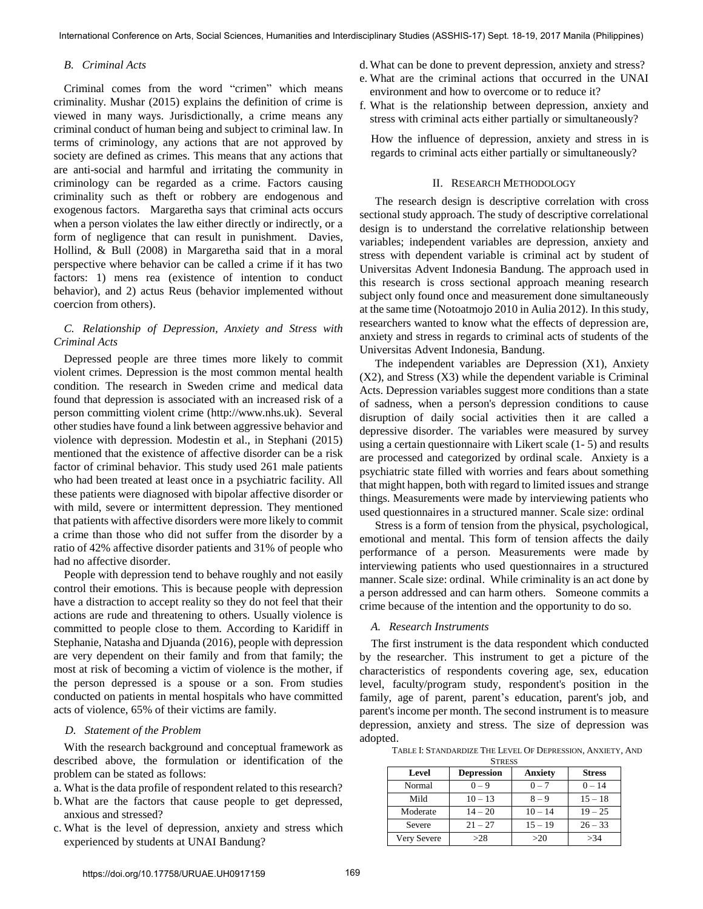### B. Criminal Acts

Criminal comes from the word "crimen" which means criminality. Mushar (2015) explains the definition of crime is viewed in many ways. Jurisdictionally, a crime means any criminal conduct of human being and subject to criminal law. In terms of criminology, any actions that are not approved by society are defined as crimes. This means that any actions that are anti-social and harmful and irritating the community in criminology can be regarded as a crime. Factors causing criminality such as theft or robbery are endogenous and exogenous factors. Margaretha says that criminal acts occurs when a person violates the law either directly or indirectly, or a form of negligence that can result in punishment. Davies, Hollind, & Bull (2008) in Margaretha said that in a moral perspective where behavior can be called a crime if it has two factors: 1) mens rea (existence of intention to conduct behavior), and 2) actus Reus (behavior implemented without coercion from others).

### C. Relationship of Depression, Anxiety and Stress with Criminal Acts

Depressed people are three times more likely to commit violent crimes. Depression is the most common mental health condition. The research in Sweden crime and medical data found that depression is associated with an increased risk of a person committing violent crime (http://www.nhs.uk). Several other studies have found a link between aggressive behavior and violence with depression. Modestin et al., in Stephani (2015) mentioned that the existence of affective disorder can be a risk factor of criminal behavior. This study used 261 male patients who had been treated at least once in a psychiatric facility. All these patients were diagnosed with bipolar affective disorder or with mild, severe or intermittent depression. They mentioned that patients with affective disorders were more likely to commit a crime than those who did not suffer from the disorder by a ratio of 42% affective disorder patients and 31% of people who had no affective disorder.

People with depression tend to behave roughly and not easily control their emotions. This is because people with depression have a distraction to accept reality so they do not feel that their actions are rude and threatening to others. Usually violence is committed to people close to them. According to Karidiff in Stephanie, Natasha and Djuanda (2016), people with depression are very dependent on their family and from that family; the most at risk of becoming a victim of violence is the mother, if the person depressed is a spouse or a son. From studies conducted on patients in mental hospitals who have committed acts of violence, 65% of their victims are family.

### D. Statement of the Problem

With the research background and conceptual framework as described above, the formulation or identification of the problem can be stated as follows:

a. What is the data profile of respondent related to this research?
b. What are the factors that cause people to get depressed, anxious and stressed?
c. What is the level of depression, anxiety and stress which experienced by students at UNAI Bandung?
d. What can be done to prevent depression, anxiety and stress?
e. What are the criminal actions that occurred in the UNAI environment and how to overcome or to reduce it?
f. What is the relationship between depression, anxiety and stress with criminal acts either partially or simultaneously?

How the influence of depression, anxiety and stress in is regards to criminal acts either partially or simultaneously?

## II. Research Methodology

The research design is descriptive correlation with cross sectional study approach. The study of descriptive correlational design is to understand the correlative relationship between variables; independent variables are depression, anxiety and stress with dependent variable is criminal act by student of Universitas Advent Indonesia Bandung. The approach used in this research is cross sectional approach meaning research subject only found once and measurement done simultaneously at the same time (Notoatmojo 2010 in Aulia 2012). In this study, researchers wanted to know what the effects of depression are, anxiety and stress in regards to criminal acts of students of the Universitas Advent Indonesia, Bandung.

The independent variables are Depression (X1), Anxiety (X2), and Stress (X3) while the dependent variable is Criminal Acts. Depression variables suggest more conditions than a state of sadness, when a person's depression conditions to cause disruption of daily social activities then it are called a depressive disorder. The variables were measured by survey using a certain questionnaire with Likert scale (1- 5) and results are processed and categorized by ordinal scale. Anxiety is a psychiatric state filled with worries and fears about something that might happen, both with regard to limited issues and strange things. Measurements were made by interviewing patients who used questionnaires in a structured manner. Scale size: ordinal

Stress is a form of tension from the physical, psychological, emotional and mental. This form of tension affects the daily performance of a person. Measurements were made by interviewing patients who used questionnaires in a structured manner. Scale size: ordinal. While criminality is an act done by a person addressed and can harm others. Someone commits a crime because of the intention and the opportunity to do so.

### A. Research Instruments

The first instrument is the data respondent which conducted by the researcher. This instrument to get a picture of the characteristics of respondents covering age, sex, education level, faculty/program study, respondent's position in the family, age of parent, parent's education, parent's job, and parent's income per month. The second instrument is to measure depression, anxiety and stress. The size of depression was adopted.

TABLE I: STANDARDIZE THE LEVEL OF DEPRESSION, ANXIETY, AND STRESS

| Level | Depression | Anxiety | Stress |
|---|---|---|---|
| Normal | 0 – 9 | 0 – 7 | 0 – 14 |
| Mild | 10 – 13 | 8 – 9 | 15 – 18 |
| Moderate | 14 – 20 | 10 – 14 | 19 – 25 |
| Severe | 21 – 27 | 15 – 19 | 26 – 33 |
| Very Severe | >28 | >20 | >34 |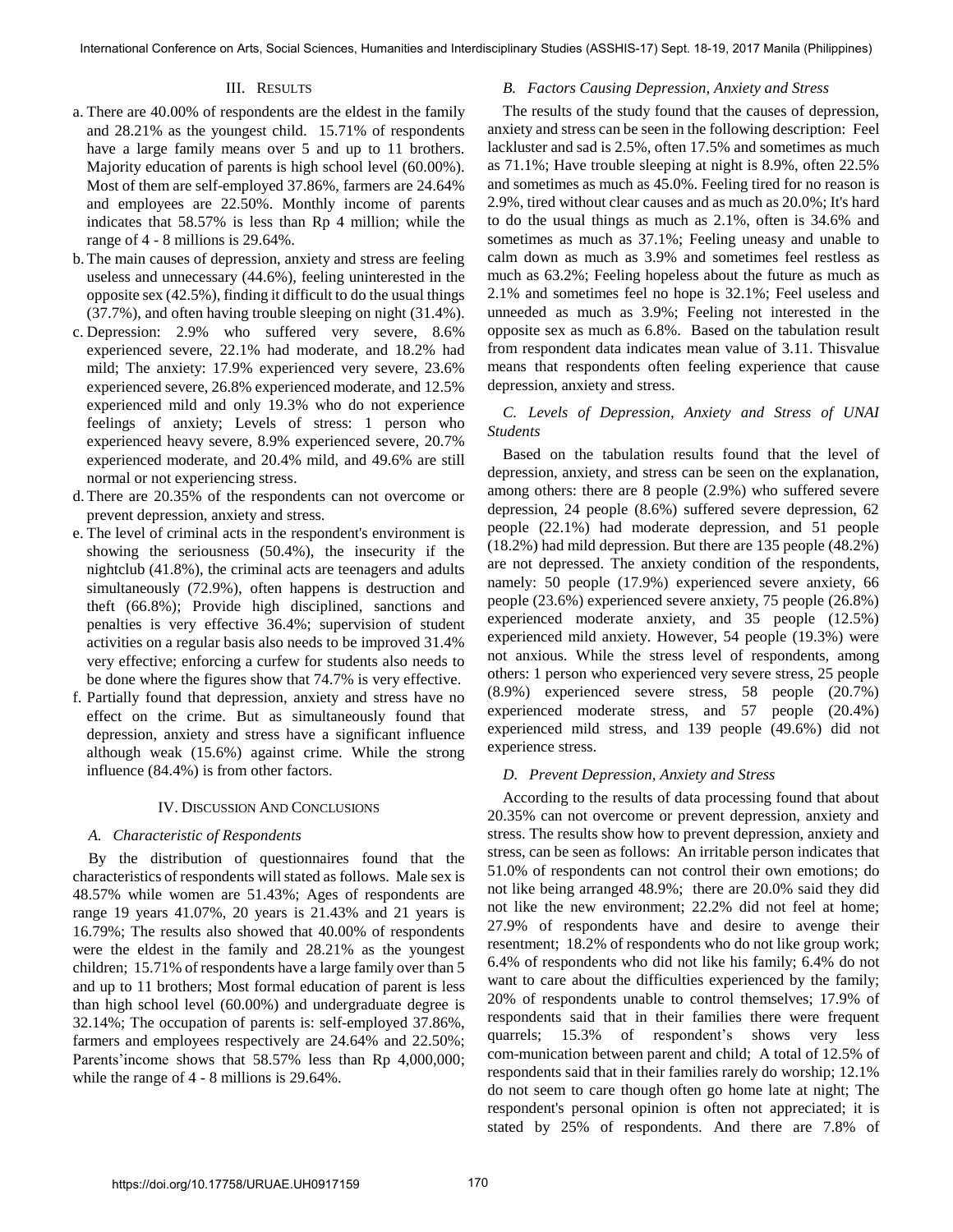## III. Results

a. There are 40.00% of respondents are the eldest in the family and 28.21% as the youngest child. 15.71% of respondents have a large family means over 5 and up to 11 brothers. Majority education of parents is high school level (60.00%). Most of them are self-employed 37.86%, farmers are 24.64% and employees are 22.50%. Monthly income of parents indicates that 58.57% is less than Rp 4 million; while the range of 4 - 8 millions is 29.64%.

b. The main causes of depression, anxiety and stress are feeling useless and unnecessary (44.6%), feeling uninterested in the opposite sex (42.5%), finding it difficult to do the usual things (37.7%), and often having trouble sleeping on night (31.4%).

c. Depression: 2.9% who suffered very severe, 8.6% experienced severe, 22.1% had moderate, and 18.2% had mild; The anxiety: 17.9% experienced very severe, 23.6% experienced severe, 26.8% experienced moderate, and 12.5% experienced mild and only 19.3% who do not experience feelings of anxiety; Levels of stress: 1 person who experienced heavy severe, 8.9% experienced severe, 20.7% experienced moderate, and 20.4% mild, and 49.6% are still normal or not experiencing stress.

d. There are 20.35% of the respondents can not overcome or prevent depression, anxiety and stress.

e. The level of criminal acts in the respondent's environment is showing the seriousness (50.4%), the insecurity if the nightclub (41.8%), the criminal acts are teenagers and adults simultaneously (72.9%), often happens is destruction and theft (66.8%); Provide high disciplined, sanctions and penalties is very effective 36.4%; supervision of student activities on a regular basis also needs to be improved 31.4% very effective; enforcing a curfew for students also needs to be done where the figures show that 74.7% is very effective.

f. Partially found that depression, anxiety and stress have no effect on the crime. But as simultaneously found that depression, anxiety and stress have a significant influence although weak (15.6%) against crime. While the strong influence (84.4%) is from other factors.

## IV. Discussion And Conclusions

### A. Characteristic of Respondents

By the distribution of questionnaires found that the characteristics of respondents will stated as follows. Male sex is 48.57% while women are 51.43%; Ages of respondents are range 19 years 41.07%, 20 years is 21.43% and 21 years is 16.79%; The results also showed that 40.00% of respondents were the eldest in the family and 28.21% as the youngest children; 15.71% of respondents have a large family over than 5 and up to 11 brothers; Most formal education of parent is less than high school level (60.00%) and undergraduate degree is 32.14%; The occupation of parents is: self-employed 37.86%, farmers and employees respectively are 24.64% and 22.50%; Parents'income shows that 58.57% less than Rp 4,000,000; while the range of 4 - 8 millions is 29.64%.

### B. Factors Causing Depression, Anxiety and Stress

The results of the study found that the causes of depression, anxiety and stress can be seen in the following description: Feel lackluster and sad is 2.5%, often 17.5% and sometimes as much as 71.1%; Have trouble sleeping at night is 8.9%, often 22.5% and sometimes as much as 45.0%. Feeling tired for no reason is 2.9%, tired without clear causes and as much as 20.0%; It's hard to do the usual things as much as 2.1%, often is 34.6% and sometimes as much as 37.1%; Feeling uneasy and unable to calm down as much as 3.9% and sometimes feel restless as much as 63.2%; Feeling hopeless about the future as much as 2.1% and sometimes feel no hope is 32.1%; Feel useless and unneeded as much as 3.9%; Feeling not interested in the opposite sex as much as 6.8%. Based on the tabulation result from respondent data indicates mean value of 3.11. Thisvalue means that respondents often feeling experience that cause depression, anxiety and stress.

### C. Levels of Depression, Anxiety and Stress of UNAI Students

Based on the tabulation results found that the level of depression, anxiety, and stress can be seen on the explanation, among others: there are 8 people (2.9%) who suffered severe depression, 24 people (8.6%) suffered severe depression, 62 people (22.1%) had moderate depression, and 51 people (18.2%) had mild depression. But there are 135 people (48.2%) are not depressed. The anxiety condition of the respondents, namely: 50 people (17.9%) experienced severe anxiety, 66 people (23.6%) experienced severe anxiety, 75 people (26.8%) experienced moderate anxiety, and 35 people (12.5%) experienced mild anxiety. However, 54 people (19.3%) were not anxious. While the stress level of respondents, among others: 1 person who experienced very severe stress, 25 people (8.9%) experienced severe stress, 58 people (20.7%) experienced moderate stress, and 57 people (20.4%) experienced mild stress, and 139 people (49.6%) did not experience stress.

### D. Prevent Depression, Anxiety and Stress

According to the results of data processing found that about 20.35% can not overcome or prevent depression, anxiety and stress. The results show how to prevent depression, anxiety and stress, can be seen as follows: An irritable person indicates that 51.0% of respondents can not control their own emotions; do not like being arranged 48.9%; there are 20.0% said they did not like the new environment; 22.2% did not feel at home; 27.9% of respondents have and desire to avenge their resentment; 18.2% of respondents who do not like group work; 6.4% of respondents who did not like his family; 6.4% do not want to care about the difficulties experienced by the family; 20% of respondents unable to control themselves; 17.9% of respondents said that in their families there were frequent quarrels; 15.3% of respondent's shows very less com-munication between parent and child; A total of 12.5% of respondents said that in their families rarely do worship; 12.1% do not seem to care though often go home late at night; The respondent's personal opinion is often not appreciated; it is stated by 25% of respondents. And there are 7.8% of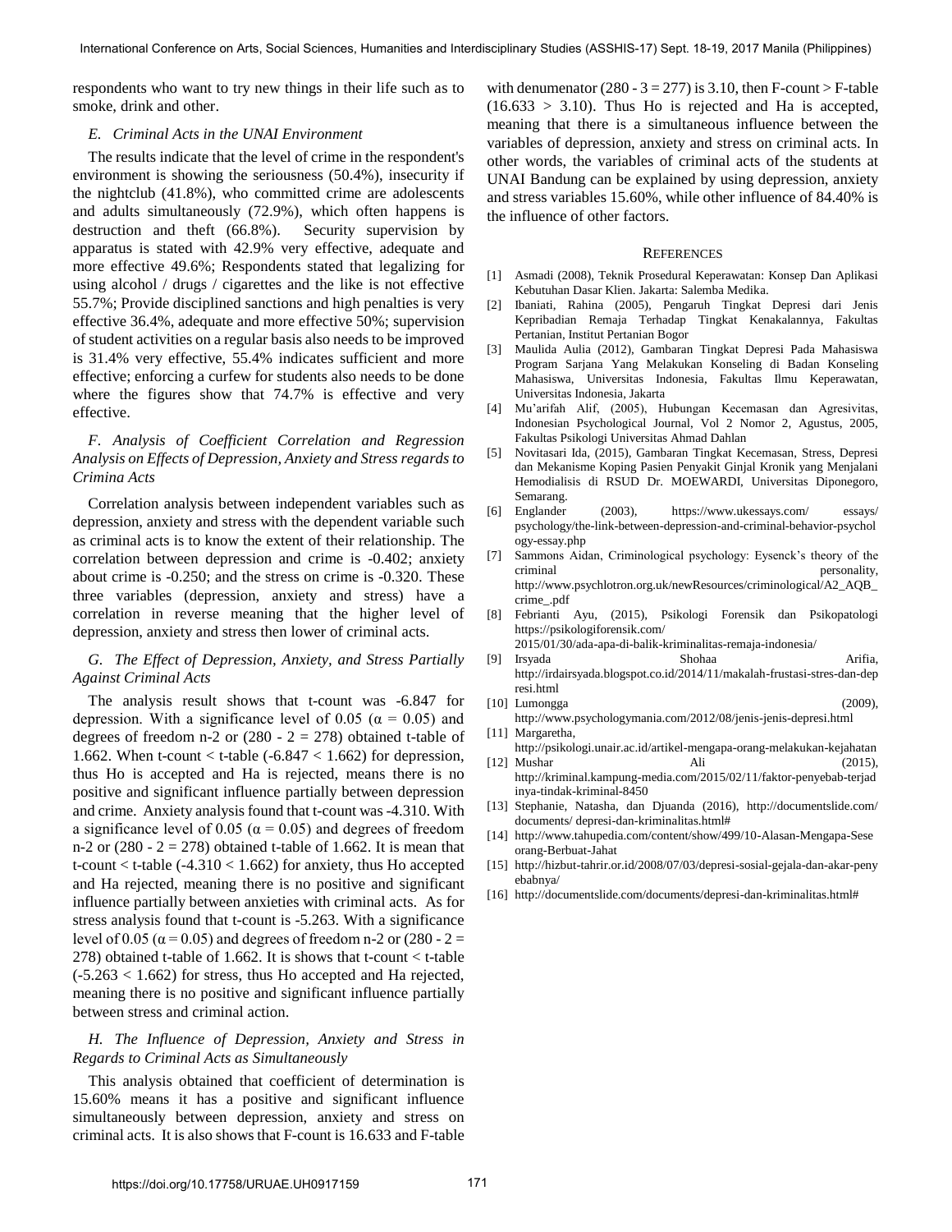respondents who want to try new things in their life such as to smoke, drink and other.

### *E. Criminal Acts in the UNAI Environment*

The results indicate that the level of crime in the respondent's environment is showing the seriousness (50.4%), insecurity if the nightclub (41.8%), who committed crime are adolescents and adults simultaneously (72.9%), which often happens is destruction and theft (66.8%). Security supervision by apparatus is stated with 42.9% very effective, adequate and more effective 49.6%; Respondents stated that legalizing for using alcohol / drugs / cigarettes and the like is not effective 55.7%; Provide disciplined sanctions and high penalties is very effective 36.4%, adequate and more effective 50%; supervision of student activities on a regular basis also needs to be improved is 31.4% very effective, 55.4% indicates sufficient and more effective; enforcing a curfew for students also needs to be done where the figures show that 74.7% is effective and very effective.

### *F. Analysis of Coefficient Correlation and Regression Analysis on Effects of Depression, Anxiety and Stress regards to Crimina Acts*

Correlation analysis between independent variables such as depression, anxiety and stress with the dependent variable such as criminal acts is to know the extent of their relationship. The correlation between depression and crime is -0.402; anxiety about crime is -0.250; and the stress on crime is -0.320. These three variables (depression, anxiety and stress) have a correlation in reverse meaning that the higher level of depression, anxiety and stress then lower of criminal acts.

### *G. The Effect of Depression, Anxiety, and Stress Partially Against Criminal Acts*

The analysis result shows that t-count was -6.847 for depression. With a significance level of 0.05 ($\alpha = 0.05$) and degrees of freedom n-2 or (280 - 2 = 278) obtained t-table of 1.662. When t-count < t-table (-6.847 < 1.662) for depression, thus Ho is accepted and Ha is rejected, means there is no positive and significant influence partially between depression and crime. Anxiety analysis found that t-count was -4.310. With a significance level of 0.05 ($\alpha = 0.05$) and degrees of freedom n-2 or (280 - 2 = 278) obtained t-table of 1.662. It is mean that t-count < t-table (-4.310 < 1.662) for anxiety, thus Ho accepted and Ha rejected, meaning there is no positive and significant influence partially between anxieties with criminal acts. As for stress analysis found that t-count is -5.263. With a significance level of 0.05 ($\alpha = 0.05$) and degrees of freedom n-2 or (280 - 2 = 278) obtained t-table of 1.662. It is shows that t-count < t-table (-5.263 < 1.662) for stress, thus Ho accepted and Ha rejected, meaning there is no positive and significant influence partially between stress and criminal action.

### *H. The Influence of Depression, Anxiety and Stress in Regards to Criminal Acts as Simultaneously*

This analysis obtained that coefficient of determination is 15.60% means it has a positive and significant influence simultaneously between depression, anxiety and stress on criminal acts. It is also shows that F-count is 16.633 and F-table with denumenator (280 - 3 = 277) is 3.10, then F-count > F-table (16.633 > 3.10). Thus Ho is rejected and Ha is accepted, meaning that there is a simultaneous influence between the variables of depression, anxiety and stress on criminal acts. In other words, the variables of criminal acts of the students at UNAI Bandung can be explained by using depression, anxiety and stress variables 15.60%, while other influence of 84.40% is the influence of other factors.

## REFERENCES

[1] Asmadi (2008), Teknik Prosedural Keperawatan: Konsep Dan Aplikasi Kebutuhan Dasar Klien. Jakarta: Salemba Medika.

[2] Ibaniati, Rahina (2005), Pengaruh Tingkat Depresi dari Jenis Kepribadian Remaja Terhadap Tingkat Kenakalannya, Fakultas Pertanian, Institut Pertanian Bogor

[3] Maulida Aulia (2012), Gambaran Tingkat Depresi Pada Mahasiswa Program Sarjana Yang Melakukan Konseling di Badan Konseling Mahasiswa, Universitas Indonesia, Fakultas Ilmu Keperawatan, Universitas Indonesia, Jakarta

[4] Mu'arifah Alif, (2005), Hubungan Kecemasan dan Agresivitas, Indonesian Psychological Journal, Vol 2 Nomor 2, Agustus, 2005, Fakultas Psikologi Universitas Ahmad Dahlan

[5] Novitasari Ida, (2015), Gambaran Tingkat Kecemasan, Stress, Depresi dan Mekanisme Koping Pasien Penyakit Ginjal Kronik yang Menjalani Hemodialisis di RSUD Dr. MOEWARDI, Universitas Diponegoro, Semarang.

[6] Englander (2003), https://www.ukessays.com/ essays/ psychology/the-link-between-depression-and-criminal-behavior-psychology-essay.php

[7] Sammons Aidan, Criminological psychology: Eysenck's theory of the criminal personality, http://www.psychlotron.org.uk/newResources/criminological/A2_AQB_crime_.pdf

[8] Febrianti Ayu, (2015), Psikologi Forensik dan Psikopatologi https://psikologiforensik.com/ 2015/01/30/ada-apa-di-balik-kriminalitas-remaja-indonesia/

[9] Irsyada Shohaa Arifia, http://irdairsyada.blogspot.co.id/2014/11/makalah-frustasi-stres-dan-depresi.html

[10] Lumongga (2009), http://www.psychologymania.com/2012/08/jenis-jenis-depresi.html

[11] Margaretha, http://psikologi.unair.ac.id/artikel-mengapa-orang-melakukan-kejahatan

[12] Mushar Ali (2015), http://kriminal.kampung-media.com/2015/02/11/faktor-penyebab-terjadinya-tindak-kriminal-8450

[13] Stephanie, Natasha, dan Djuanda (2016), http://documentslide.com/ documents/ depresi-dan-kriminalitas.html#

[14] http://www.tahupedia.com/content/show/499/10-Alasan-Mengapa-Seseorang-Berbuat-Jahat

[15] http://hizbut-tahrir.or.id/2008/07/03/depresi-sosial-gejala-dan-akar-penyebabnya/

[16] http://documentslide.com/documents/depresi-dan-kriminalitas.html#